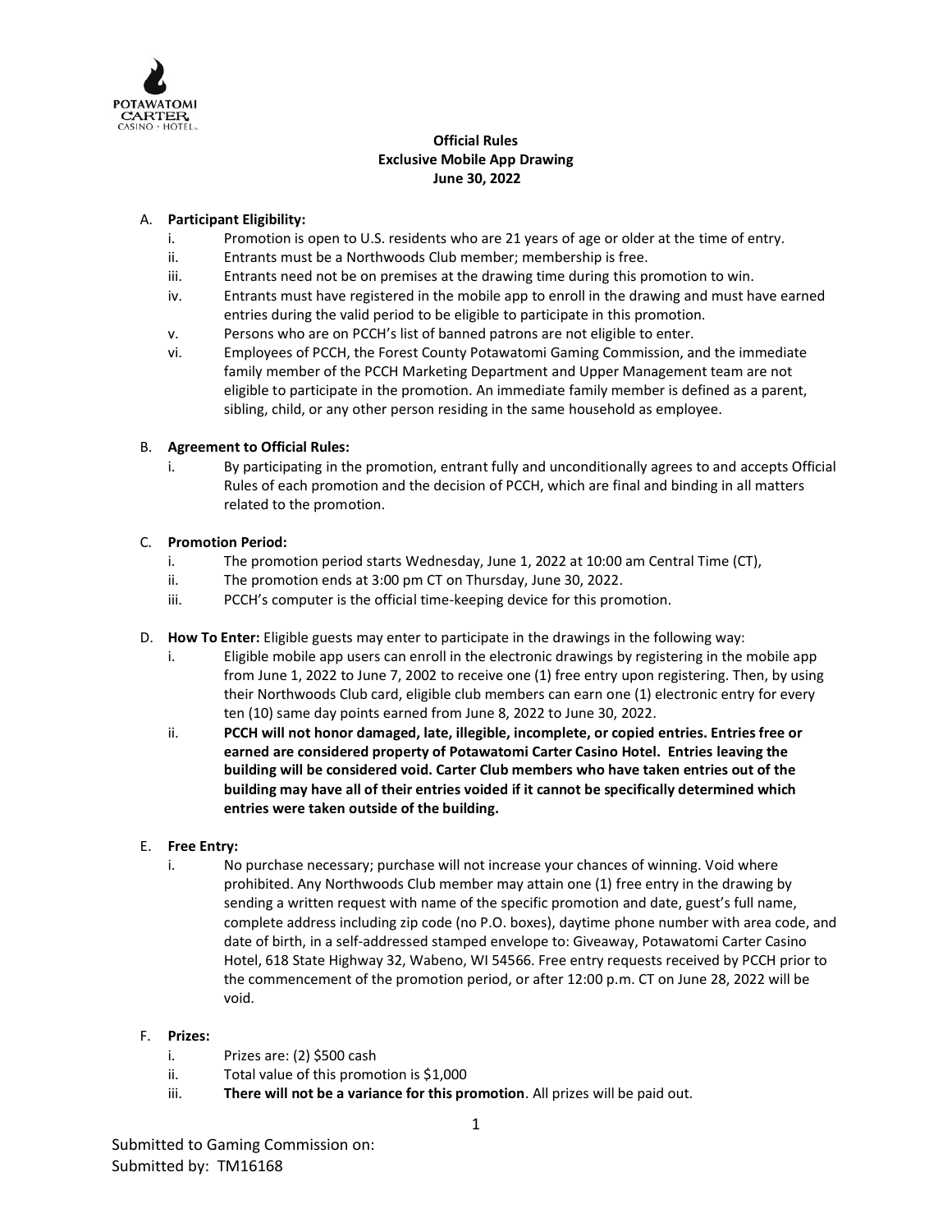**Official Rules**
**Exclusive Mobile App Drawing**
**June 30, 2022**

A. **Participant Eligibility:**
   i. Promotion is open to U.S. residents who are 21 years of age or older at the time of entry.
   ii. Entrants must be a Northwoods Club member; membership is free.
   iii. Entrants need not be on premises at the drawing time during this promotion to win.
   iv. Entrants must have registered in the mobile app to enroll in the drawing and must have earned entries during the valid period to be eligible to participate in this promotion.
   v. Persons who are on PCCH's list of banned patrons are not eligible to enter.
   vi. Employees of PCCH, the Forest County Potawatomi Gaming Commission, and the immediate family member of the PCCH Marketing Department and Upper Management team are not eligible to participate in the promotion. An immediate family member is defined as a parent, sibling, child, or any other person residing in the same household as employee.

B. **Agreement to Official Rules:**
   i. By participating in the promotion, entrant fully and unconditionally agrees to and accepts Official Rules of each promotion and the decision of PCCH, which are final and binding in all matters related to the promotion.

C. **Promotion Period:**
   i. The promotion period starts Wednesday, June 1, 2022 at 10:00 am Central Time (CT),
   ii. The promotion ends at 3:00 pm CT on Thursday, June 30, 2022.
   iii. PCCH's computer is the official time-keeping device for this promotion.

D. **How To Enter:** Eligible guests may enter to participate in the drawings in the following way:
   i. Eligible mobile app users can enroll in the electronic drawings by registering in the mobile app from June 1, 2022 to June 7, 2002 to receive one (1) free entry upon registering. Then, by using their Northwoods Club card, eligible club members can earn one (1) electronic entry for every ten (10) same day points earned from June 8, 2022 to June 30, 2022.
   ii. **PCCH will not honor damaged, late, illegible, incomplete, or copied entries. Entries free or earned are considered property of Potawatomi Carter Casino Hotel. Entries leaving the building will be considered void. Carter Club members who have taken entries out of the building may have all of their entries voided if it cannot be specifically determined which entries were taken outside of the building.**

E. **Free Entry:**
   i. No purchase necessary; purchase will not increase your chances of winning. Void where prohibited. Any Northwoods Club member may attain one (1) free entry in the drawing by sending a written request with name of the specific promotion and date, guest's full name, complete address including zip code (no P.O. boxes), daytime phone number with area code, and date of birth, in a self-addressed stamped envelope to: Giveaway, Potawatomi Carter Casino Hotel, 618 State Highway 32, Wabeno, WI 54566. Free entry requests received by PCCH prior to the commencement of the promotion period, or after 12:00 p.m. CT on June 28, 2022 will be void.

F. **Prizes:**
   i. Prizes are: (2) $500 cash
   ii. Total value of this promotion is $1,000
   iii. **There will not be a variance for this promotion**. All prizes will be paid out.

Submitted to Gaming Commission on:
Submitted by: TM16168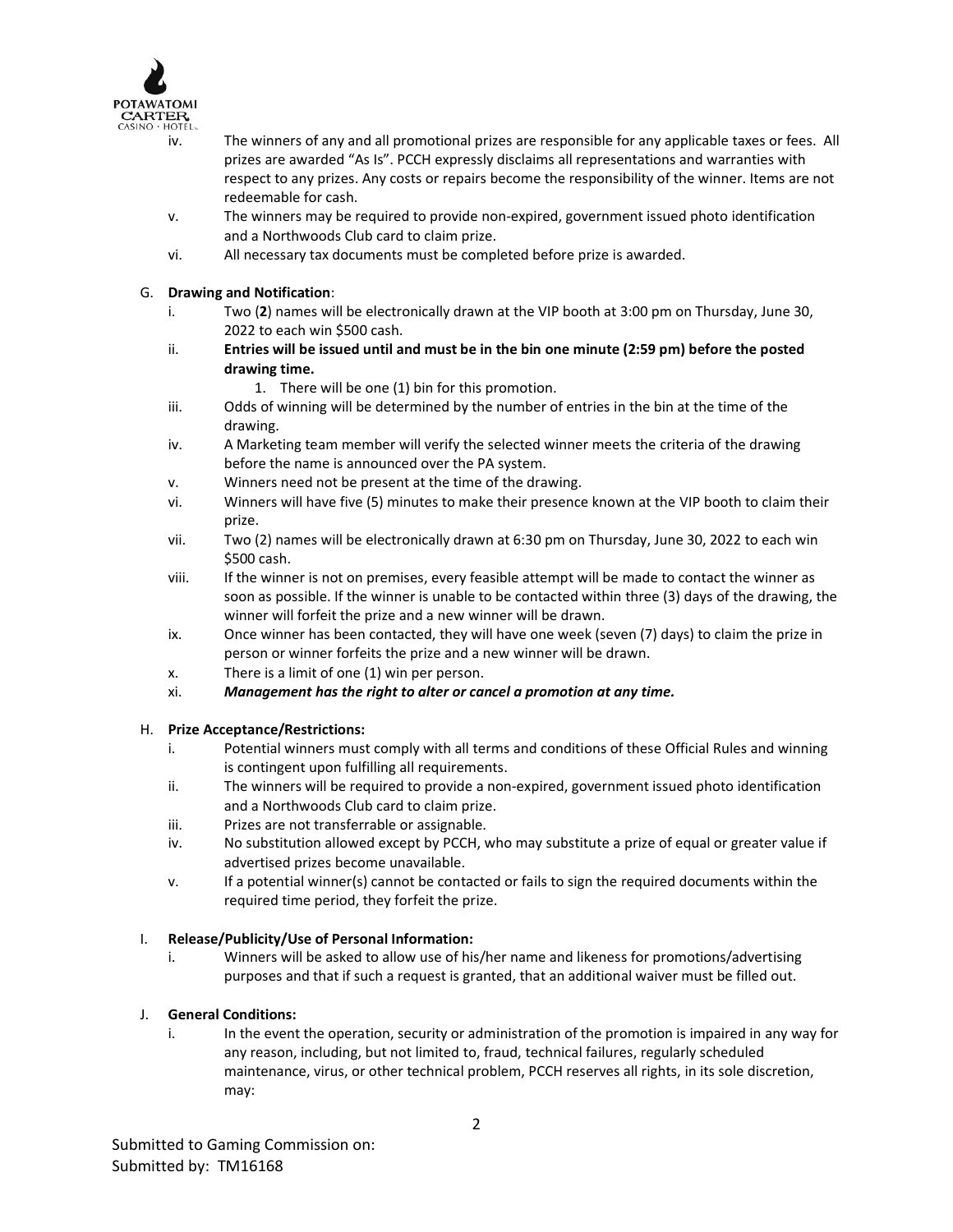iv. The winners of any and all promotional prizes are responsible for any applicable taxes or fees. All prizes are awarded "As Is". PCCH expressly disclaims all representations and warranties with respect to any prizes. Any costs or repairs become the responsibility of the winner. Items are not redeemable for cash.

v. The winners may be required to provide non-expired, government issued photo identification and a Northwoods Club card to claim prize.

vi. All necessary tax documents must be completed before prize is awarded.

G. **Drawing and Notification**:

i. Two (**2**) names will be electronically drawn at the VIP booth at 3:00 pm on Thursday, June 30, 2022 to each win $500 cash.

ii. **Entries will be issued until and must be in the bin one minute (2:59 pm) before the posted drawing time.**

1. There will be one (1) bin for this promotion.

iii. Odds of winning will be determined by the number of entries in the bin at the time of the drawing.

iv. A Marketing team member will verify the selected winner meets the criteria of the drawing before the name is announced over the PA system.

v. Winners need not be present at the time of the drawing.

vi. Winners will have five (5) minutes to make their presence known at the VIP booth to claim their prize.

vii. Two (2) names will be electronically drawn at 6:30 pm on Thursday, June 30, 2022 to each win $500 cash.

viii. If the winner is not on premises, every feasible attempt will be made to contact the winner as soon as possible. If the winner is unable to be contacted within three (3) days of the drawing, the winner will forfeit the prize and a new winner will be drawn.

ix. Once winner has been contacted, they will have one week (seven (7) days) to claim the prize in person or winner forfeits the prize and a new winner will be drawn.

x. There is a limit of one (1) win per person.

xi. ***Management has the right to alter or cancel a promotion at any time.***

H. **Prize Acceptance/Restrictions:**

i. Potential winners must comply with all terms and conditions of these Official Rules and winning is contingent upon fulfilling all requirements.

ii. The winners will be required to provide a non-expired, government issued photo identification and a Northwoods Club card to claim prize.

iii. Prizes are not transferrable or assignable.

iv. No substitution allowed except by PCCH, who may substitute a prize of equal or greater value if advertised prizes become unavailable.

v. If a potential winner(s) cannot be contacted or fails to sign the required documents within the required time period, they forfeit the prize.

I. **Release/Publicity/Use of Personal Information:**

i. Winners will be asked to allow use of his/her name and likeness for promotions/advertising purposes and that if such a request is granted, that an additional waiver must be filled out.

J. **General Conditions:**

i. In the event the operation, security or administration of the promotion is impaired in any way for any reason, including, but not limited to, fraud, technical failures, regularly scheduled maintenance, virus, or other technical problem, PCCH reserves all rights, in its sole discretion, may:

Submitted to Gaming Commission on:
Submitted by: TM16168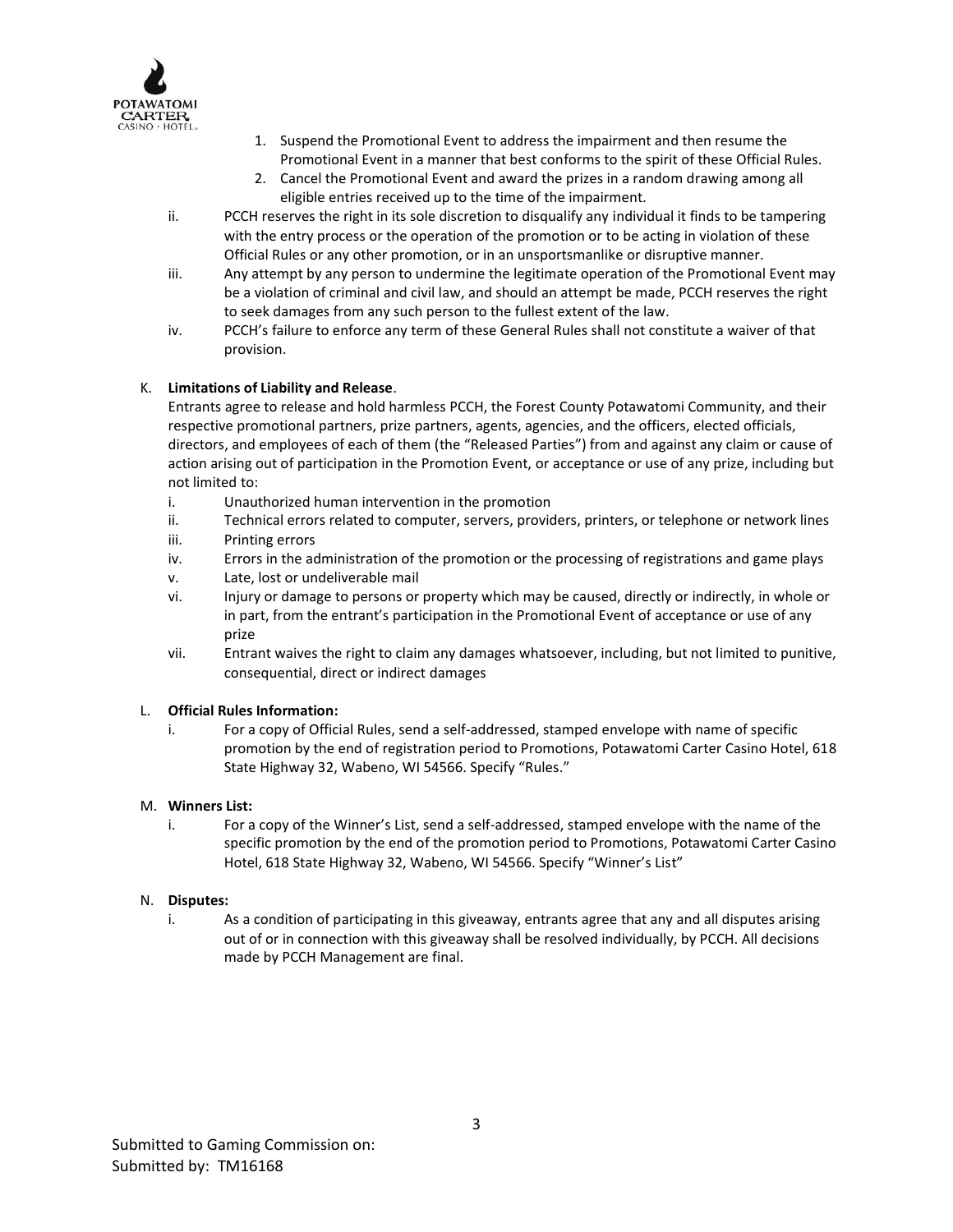1. Suspend the Promotional Event to address the impairment and then resume the Promotional Event in a manner that best conforms to the spirit of these Official Rules.
2. Cancel the Promotional Event and award the prizes in a random drawing among all eligible entries received up to the time of the impairment.

ii. PCCH reserves the right in its sole discretion to disqualify any individual it finds to be tampering with the entry process or the operation of the promotion or to be acting in violation of these Official Rules or any other promotion, or in an unsportsmanlike or disruptive manner.

iii. Any attempt by any person to undermine the legitimate operation of the Promotional Event may be a violation of criminal and civil law, and should an attempt be made, PCCH reserves the right to seek damages from any such person to the fullest extent of the law.

iv. PCCH's failure to enforce any term of these General Rules shall not constitute a waiver of that provision.

K. **Limitations of Liability and Release**.

Entrants agree to release and hold harmless PCCH, the Forest County Potawatomi Community, and their respective promotional partners, prize partners, agents, agencies, and the officers, elected officials, directors, and employees of each of them (the "Released Parties") from and against any claim or cause of action arising out of participation in the Promotion Event, or acceptance or use of any prize, including but not limited to:

i. Unauthorized human intervention in the promotion
ii. Technical errors related to computer, servers, providers, printers, or telephone or network lines
iii. Printing errors
iv. Errors in the administration of the promotion or the processing of registrations and game plays
v. Late, lost or undeliverable mail
vi. Injury or damage to persons or property which may be caused, directly or indirectly, in whole or in part, from the entrant's participation in the Promotional Event of acceptance or use of any prize
vii. Entrant waives the right to claim any damages whatsoever, including, but not limited to punitive, consequential, direct or indirect damages

L. **Official Rules Information:**

i. For a copy of Official Rules, send a self-addressed, stamped envelope with name of specific promotion by the end of registration period to Promotions, Potawatomi Carter Casino Hotel, 618 State Highway 32, Wabeno, WI 54566. Specify "Rules."

M. **Winners List:**

i. For a copy of the Winner's List, send a self-addressed, stamped envelope with the name of the specific promotion by the end of the promotion period to Promotions, Potawatomi Carter Casino Hotel, 618 State Highway 32, Wabeno, WI 54566. Specify "Winner's List"

N. **Disputes:**

i. As a condition of participating in this giveaway, entrants agree that any and all disputes arising out of or in connection with this giveaway shall be resolved individually, by PCCH. All decisions made by PCCH Management are final.

Submitted to Gaming Commission on:
Submitted by: TM16168